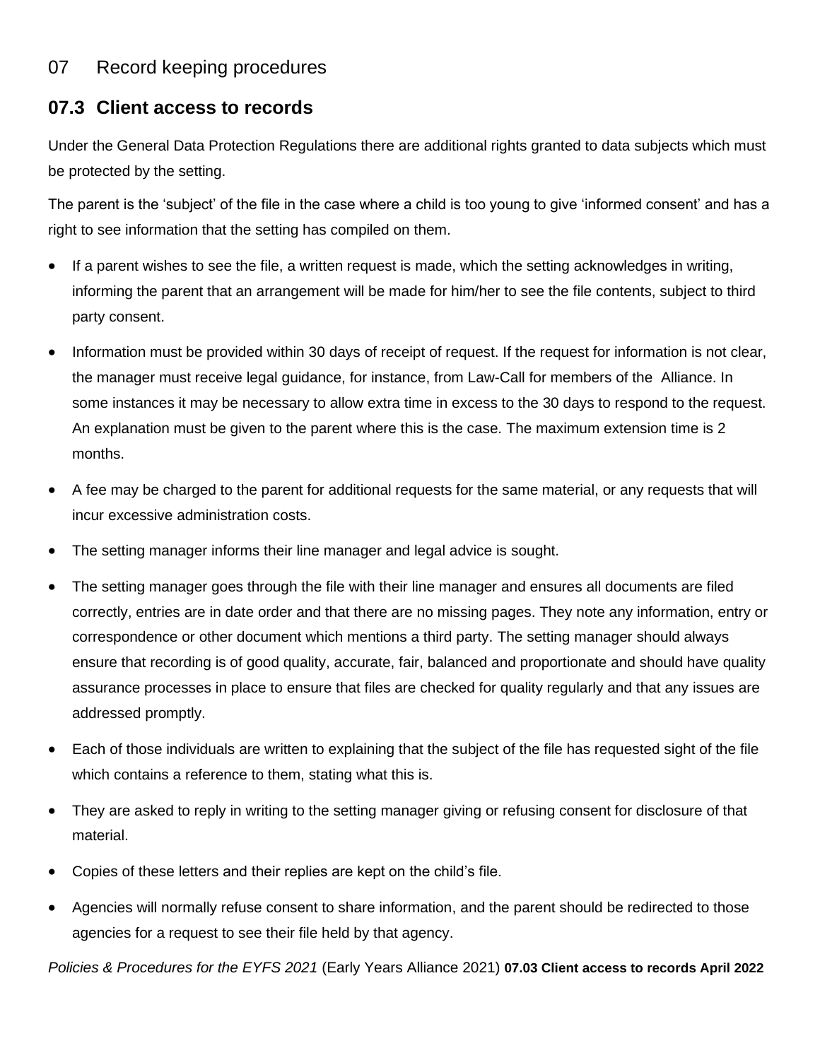# 07 Record keeping procedures

## 07.3 Client access to records

Under the General Data Protection Regulations there are additional rights granted to data subjects which must be protected by the setting.

The parent is the 'subject' of the file in the case where a child is too young to give 'informed consent' and has a right to see information that the setting has compiled on them.

- If a parent wishes to see the file, a written request is made, which the setting acknowledges in writing, informing the parent that an arrangement will be made for him/her to see the file contents, subject to third party consent.
- Information must be provided within 30 days of receipt of request. If the request for information is not clear, the manager must receive legal guidance, for instance, from Law-Call for members of the Alliance. In some instances it may be necessary to allow extra time in excess to the 30 days to respond to the request. An explanation must be given to the parent where this is the case. The maximum extension time is 2 months.
- A fee may be charged to the parent for additional requests for the same material, or any requests that will incur excessive administration costs.
- The setting manager informs their line manager and legal advice is sought.
- The setting manager goes through the file with their line manager and ensures all documents are filed correctly, entries are in date order and that there are no missing pages. They note any information, entry or correspondence or other document which mentions a third party. The setting manager should always ensure that recording is of good quality, accurate, fair, balanced and proportionate and should have quality assurance processes in place to ensure that files are checked for quality regularly and that any issues are addressed promptly.
- Each of those individuals are written to explaining that the subject of the file has requested sight of the file which contains a reference to them, stating what this is.
- They are asked to reply in writing to the setting manager giving or refusing consent for disclosure of that material.
- Copies of these letters and their replies are kept on the child's file.
- Agencies will normally refuse consent to share information, and the parent should be redirected to those agencies for a request to see their file held by that agency.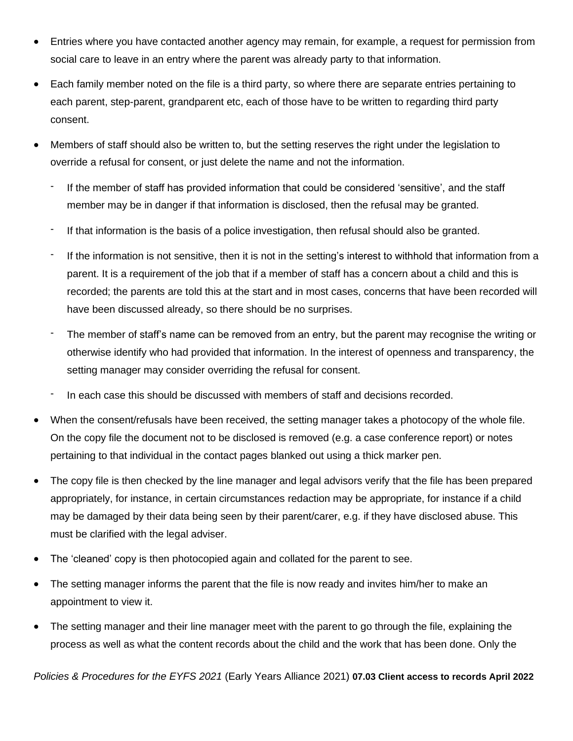- Entries where you have contacted another agency may remain, for example, a request for permission from social care to leave in an entry where the parent was already party to that information.
- Each family member noted on the file is a third party, so where there are separate entries pertaining to each parent, step-parent, grandparent etc, each of those have to be written to regarding third party consent.
- Members of staff should also be written to, but the setting reserves the right under the legislation to override a refusal for consent, or just delete the name and not the information.
  - If the member of staff has provided information that could be considered 'sensitive', and the staff member may be in danger if that information is disclosed, then the refusal may be granted.
  - If that information is the basis of a police investigation, then refusal should also be granted.
  - If the information is not sensitive, then it is not in the setting's interest to withhold that information from a parent. It is a requirement of the job that if a member of staff has a concern about a child and this is recorded; the parents are told this at the start and in most cases, concerns that have been recorded will have been discussed already, so there should be no surprises.
  - The member of staff's name can be removed from an entry, but the parent may recognise the writing or otherwise identify who had provided that information. In the interest of openness and transparency, the setting manager may consider overriding the refusal for consent.
  - In each case this should be discussed with members of staff and decisions recorded.
- When the consent/refusals have been received, the setting manager takes a photocopy of the whole file. On the copy file the document not to be disclosed is removed (e.g. a case conference report) or notes pertaining to that individual in the contact pages blanked out using a thick marker pen.
- The copy file is then checked by the line manager and legal advisors verify that the file has been prepared appropriately, for instance, in certain circumstances redaction may be appropriate, for instance if a child may be damaged by their data being seen by their parent/carer, e.g. if they have disclosed abuse. This must be clarified with the legal adviser.
- The 'cleaned' copy is then photocopied again and collated for the parent to see.
- The setting manager informs the parent that the file is now ready and invites him/her to make an appointment to view it.
- The setting manager and their line manager meet with the parent to go through the file, explaining the process as well as what the content records about the child and the work that has been done. Only the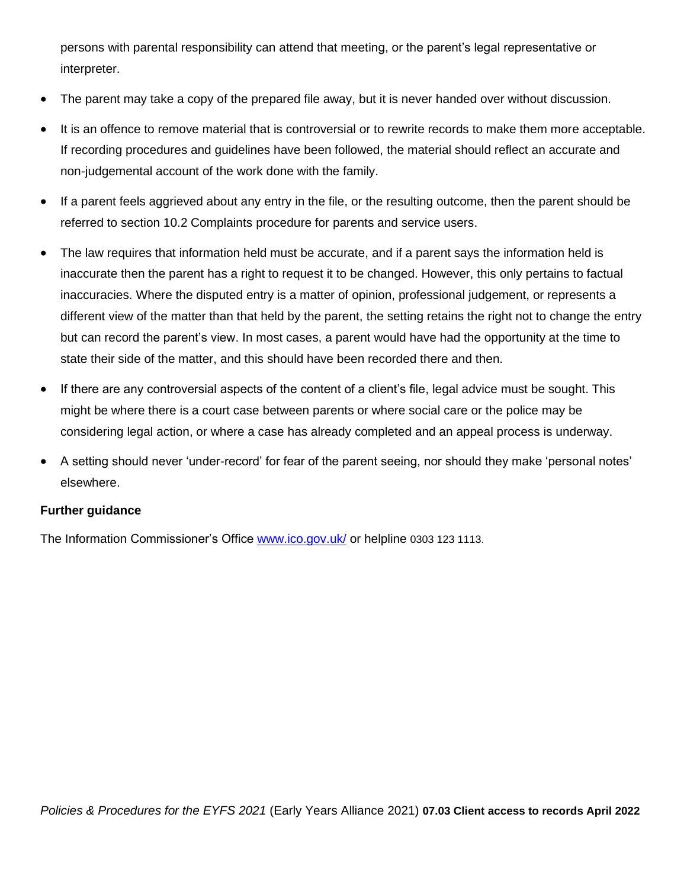persons with parental responsibility can attend that meeting, or the parent's legal representative or interpreter.

- The parent may take a copy of the prepared file away, but it is never handed over without discussion.
- It is an offence to remove material that is controversial or to rewrite records to make them more acceptable. If recording procedures and guidelines have been followed, the material should reflect an accurate and non-judgemental account of the work done with the family.
- If a parent feels aggrieved about any entry in the file, or the resulting outcome, then the parent should be referred to section 10.2 Complaints procedure for parents and service users.
- The law requires that information held must be accurate, and if a parent says the information held is inaccurate then the parent has a right to request it to be changed. However, this only pertains to factual inaccuracies. Where the disputed entry is a matter of opinion, professional judgement, or represents a different view of the matter than that held by the parent, the setting retains the right not to change the entry but can record the parent's view. In most cases, a parent would have had the opportunity at the time to state their side of the matter, and this should have been recorded there and then.
- If there are any controversial aspects of the content of a client's file, legal advice must be sought. This might be where there is a court case between parents or where social care or the police may be considering legal action, or where a case has already completed and an appeal process is underway.
- A setting should never 'under-record' for fear of the parent seeing, nor should they make 'personal notes' elsewhere.

**Further guidance**

The Information Commissioner's Office [www.ico.gov.uk/](http://www.ico.gov.uk/) or helpline 0303 123 1113.